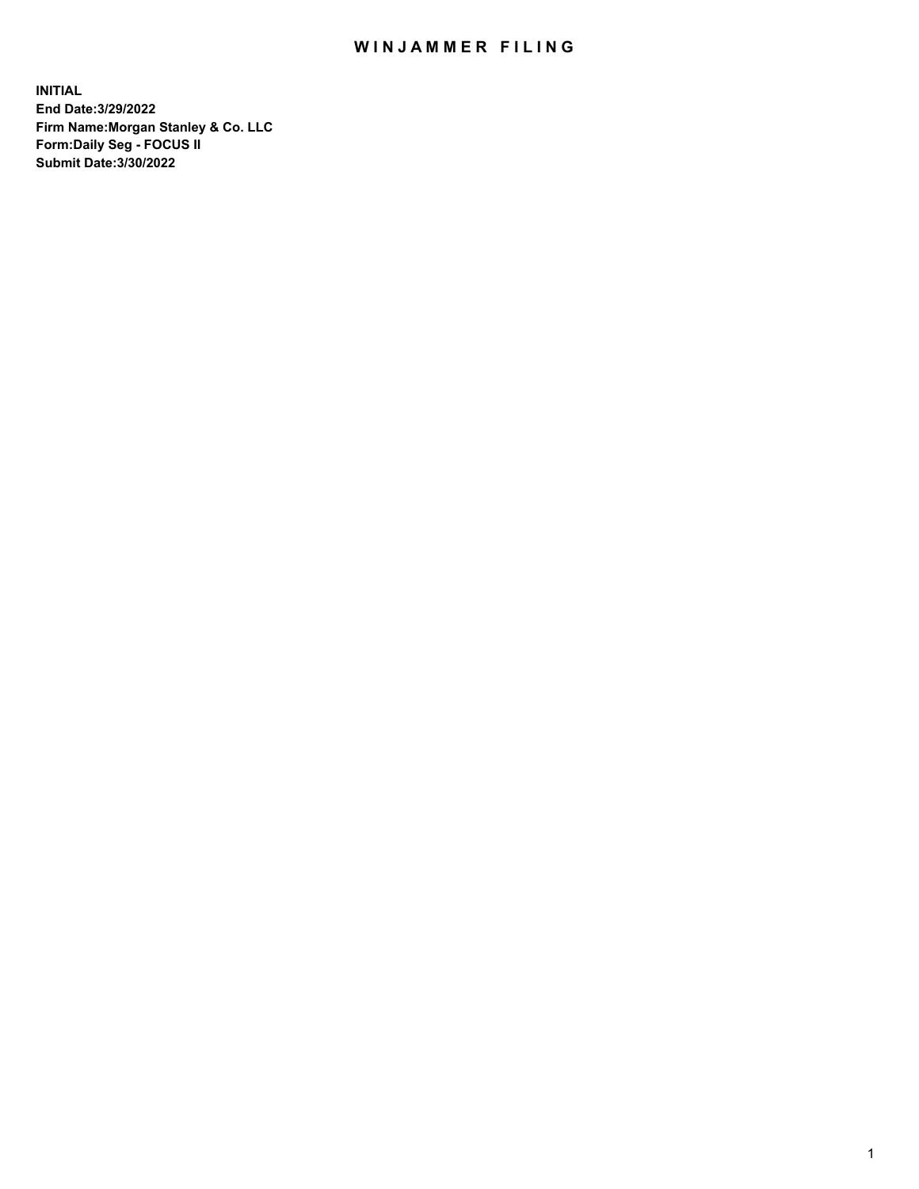# WINJAMMER FILING

**INITIAL**
**End Date:3/29/2022**
**Firm Name:Morgan Stanley & Co. LLC**
**Form:Daily Seg - FOCUS II**
**Submit Date:3/30/2022**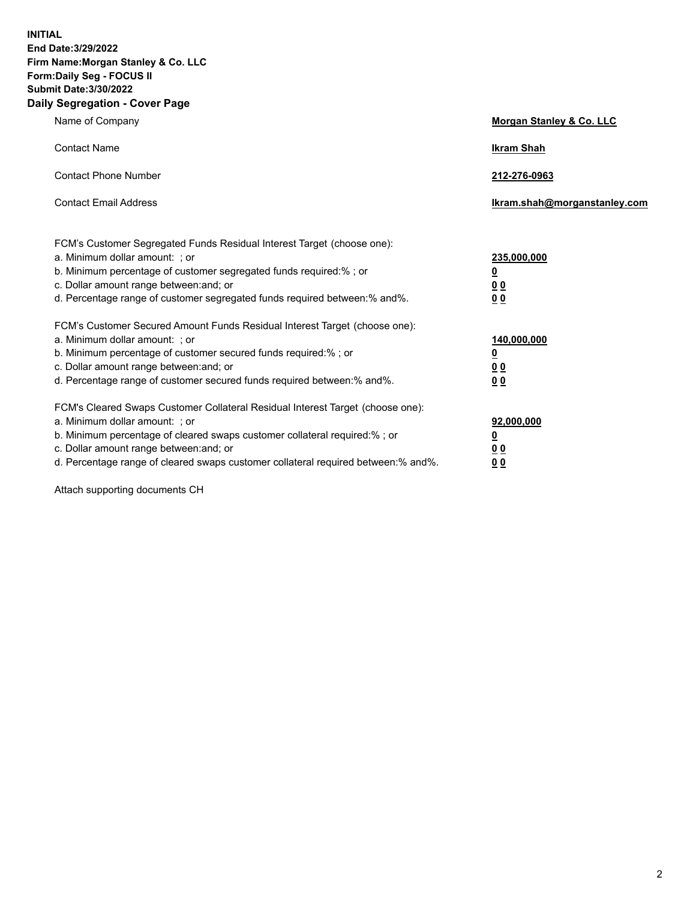**INITIAL**
**End Date:3/29/2022**
**Firm Name:Morgan Stanley & Co. LLC**
**Form:Daily Seg - FOCUS II**
**Submit Date:3/30/2022**

## Daily Segregation - Cover Page

| | |
|---|---|
| Name of Company | **Morgan Stanley & Co. LLC** |
| Contact Name | **Ikram Shah** |
| Contact Phone Number | **212-276-0963** |
| Contact Email Address | **Ikram.shah@morganstanley.com** |

| | |
|---|---|
| FCM's Customer Segregated Funds Residual Interest Target (choose one): | |
| a. Minimum dollar amount: ; or | **235,000,000** |
| b. Minimum percentage of customer segregated funds required:% ; or | **0** |
| c. Dollar amount range between:and; or | **0 0** |
| d. Percentage range of customer segregated funds required between:% and%. | **0 0** |
| FCM's Customer Secured Amount Funds Residual Interest Target (choose one): | |
| a. Minimum dollar amount: ; or | **140,000,000** |
| b. Minimum percentage of customer secured funds required:% ; or | **0** |
| c. Dollar amount range between:and; or | **0 0** |
| d. Percentage range of customer secured funds required between:% and%. | **0 0** |
| FCM's Cleared Swaps Customer Collateral Residual Interest Target (choose one): | |
| a. Minimum dollar amount: ; or | **92,000,000** |
| b. Minimum percentage of cleared swaps customer collateral required:% ; or | **0** |
| c. Dollar amount range between:and; or | **0 0** |
| d. Percentage range of cleared swaps customer collateral required between:% and%. | **0 0** |

Attach supporting documents CH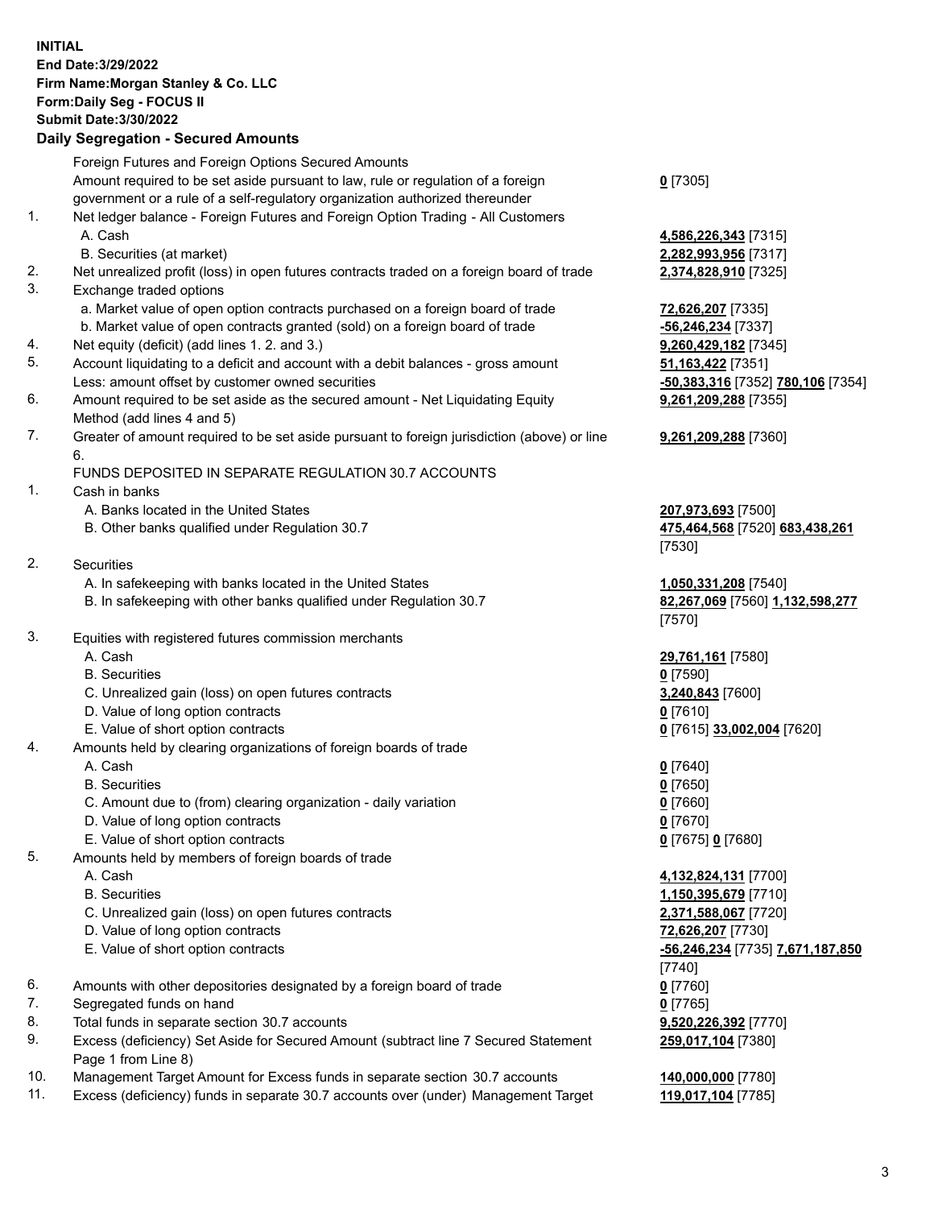**INITIAL**
**End Date:3/29/2022**
**Firm Name:Morgan Stanley & Co. LLC**
**Form:Daily Seg - FOCUS II**
**Submit Date:3/30/2022**

## Daily Segregation - Secured Amounts

| | | |
|---|---|---|
| | Foreign Futures and Foreign Options Secured Amounts | |
| | Amount required to be set aside pursuant to law, rule or regulation of a foreign government or a rule of a self-regulatory organization authorized thereunder | **0** [7305] |
| 1. | Net ledger balance - Foreign Futures and Foreign Option Trading - All Customers | |
| | A. Cash | **4,586,226,343** [7315] |
| | B. Securities (at market) | **2,282,993,956** [7317] |
| 2. | Net unrealized profit (loss) in open futures contracts traded on a foreign board of trade | **2,374,828,910** [7325] |
| 3. | Exchange traded options | |
| | a. Market value of open option contracts purchased on a foreign board of trade | **72,626,207** [7335] |
| | b. Market value of open contracts granted (sold) on a foreign board of trade | **-56,246,234** [7337] |
| 4. | Net equity (deficit) (add lines 1. 2. and 3.) | **9,260,429,182** [7345] |
| 5. | Account liquidating to a deficit and account with a debit balances - gross amount | **51,163,422** [7351] |
| | Less: amount offset by customer owned securities | **-50,383,316** [7352] **780,106** [7354] |
| 6. | Amount required to be set aside as the secured amount - Net Liquidating Equity Method (add lines 4 and 5) | **9,261,209,288** [7355] |
| 7. | Greater of amount required to be set aside pursuant to foreign jurisdiction (above) or line 6. | **9,261,209,288** [7360] |
| | FUNDS DEPOSITED IN SEPARATE REGULATION 30.7 ACCOUNTS | |
| 1. | Cash in banks | |
| | A. Banks located in the United States | **207,973,693** [7500] |
| | B. Other banks qualified under Regulation 30.7 | **475,464,568** [7520] **683,438,261** [7530] |
| 2. | Securities | |
| | A. In safekeeping with banks located in the United States | **1,050,331,208** [7540] |
| | B. In safekeeping with other banks qualified under Regulation 30.7 | **82,267,069** [7560] **1,132,598,277** [7570] |
| 3. | Equities with registered futures commission merchants | |
| | A. Cash | **29,761,161** [7580] |
| | B. Securities | **0** [7590] |
| | C. Unrealized gain (loss) on open futures contracts | **3,240,843** [7600] |
| | D. Value of long option contracts | **0** [7610] |
| | E. Value of short option contracts | **0** [7615] **33,002,004** [7620] |
| 4. | Amounts held by clearing organizations of foreign boards of trade | |
| | A. Cash | **0** [7640] |
| | B. Securities | **0** [7650] |
| | C. Amount due to (from) clearing organization - daily variation | **0** [7660] |
| | D. Value of long option contracts | **0** [7670] |
| | E. Value of short option contracts | **0** [7675] **0** [7680] |
| 5. | Amounts held by members of foreign boards of trade | |
| | A. Cash | **4,132,824,131** [7700] |
| | B. Securities | **1,150,395,679** [7710] |
| | C. Unrealized gain (loss) on open futures contracts | **2,371,588,067** [7720] |
| | D. Value of long option contracts | **72,626,207** [7730] |
| | E. Value of short option contracts | **-56,246,234** [7735] **7,671,187,850** [7740] |
| 6. | Amounts with other depositories designated by a foreign board of trade | **0** [7760] |
| 7. | Segregated funds on hand | **0** [7765] |
| 8. | Total funds in separate section 30.7 accounts | **9,520,226,392** [7770] |
| 9. | Excess (deficiency) Set Aside for Secured Amount (subtract line 7 Secured Statement Page 1 from Line 8) | **259,017,104** [7380] |
| 10. | Management Target Amount for Excess funds in separate section 30.7 accounts | **140,000,000** [7780] |
| 11. | Excess (deficiency) funds in separate 30.7 accounts over (under) Management Target | **119,017,104** [7785] |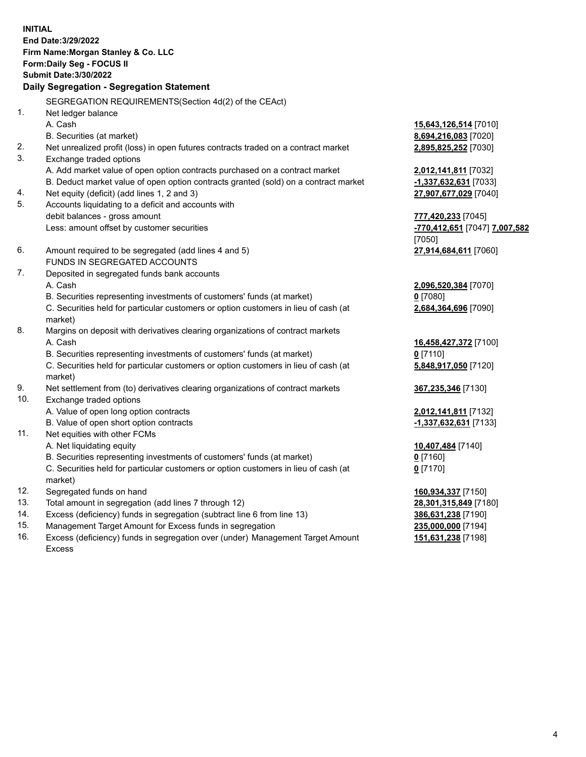**INITIAL**
**End Date:3/29/2022**
**Firm Name:Morgan Stanley & Co. LLC**
**Form:Daily Seg - FOCUS II**
**Submit Date:3/30/2022**

## Daily Segregation - Segregation Statement

SEGREGATION REQUIREMENTS(Section 4d(2) of the CEAct)

| | | |
|---|---|---|
| 1. | Net ledger balance | |
| | A. Cash | **15,643,126,514** [7010] |
| | B. Securities (at market) | **8,694,216,083** [7020] |
| 2. | Net unrealized profit (loss) in open futures contracts traded on a contract market | **2,895,825,252** [7030] |
| 3. | Exchange traded options | |
| | A. Add market value of open option contracts purchased on a contract market | **2,012,141,811** [7032] |
| | B. Deduct market value of open option contracts granted (sold) on a contract market | **-1,337,632,631** [7033] |
| 4. | Net equity (deficit) (add lines 1, 2 and 3) | **27,907,677,029** [7040] |
| 5. | Accounts liquidating to a deficit and accounts with debit balances - gross amount | **777,420,233** [7045] |
| | Less: amount offset by customer securities | **-770,412,651** [7047] **7,007,582** [7050] |
| 6. | Amount required to be segregated (add lines 4 and 5) | **27,914,684,611** [7060] |
| | FUNDS IN SEGREGATED ACCOUNTS | |
| 7. | Deposited in segregated funds bank accounts | |
| | A. Cash | **2,096,520,384** [7070] |
| | B. Securities representing investments of customers' funds (at market) | **0** [7080] |
| | C. Securities held for particular customers or option customers in lieu of cash (at market) | **2,684,364,696** [7090] |
| 8. | Margins on deposit with derivatives clearing organizations of contract markets | |
| | A. Cash | **16,458,427,372** [7100] |
| | B. Securities representing investments of customers' funds (at market) | **0** [7110] |
| | C. Securities held for particular customers or option customers in lieu of cash (at market) | **5,848,917,050** [7120] |
| 9. | Net settlement from (to) derivatives clearing organizations of contract markets | **367,235,346** [7130] |
| 10. | Exchange traded options | |
| | A. Value of open long option contracts | **2,012,141,811** [7132] |
| | B. Value of open short option contracts | **-1,337,632,631** [7133] |
| 11. | Net equities with other FCMs | |
| | A. Net liquidating equity | **10,407,484** [7140] |
| | B. Securities representing investments of customers' funds (at market) | **0** [7160] |
| | C. Securities held for particular customers or option customers in lieu of cash (at market) | **0** [7170] |
| 12. | Segregated funds on hand | **160,934,337** [7150] |
| 13. | Total amount in segregation (add lines 7 through 12) | **28,301,315,849** [7180] |
| 14. | Excess (deficiency) funds in segregation (subtract line 6 from line 13) | **386,631,238** [7190] |
| 15. | Management Target Amount for Excess funds in segregation | **235,000,000** [7194] |
| 16. | Excess (deficiency) funds in segregation over (under) Management Target Amount Excess | **151,631,238** [7198] |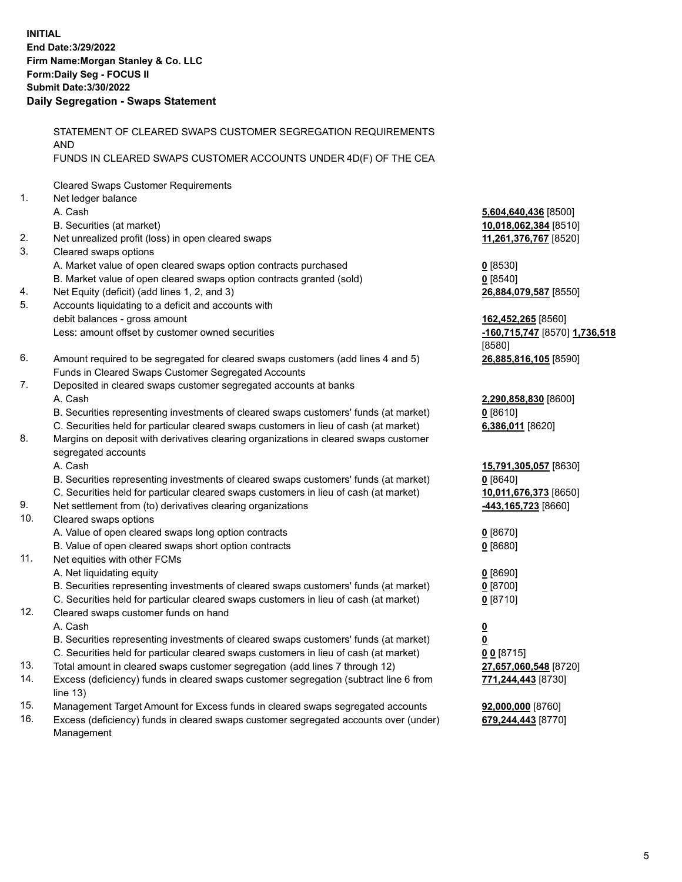**INITIAL**
**End Date:3/29/2022**
**Firm Name:Morgan Stanley & Co. LLC**
**Form:Daily Seg - FOCUS II**
**Submit Date:3/30/2022**
**Daily Segregation - Swaps Statement**

STATEMENT OF CLEARED SWAPS CUSTOMER SEGREGATION REQUIREMENTS AND FUNDS IN CLEARED SWAPS CUSTOMER ACCOUNTS UNDER 4D(F) OF THE CEA

| | | |
|---|---|---|
| | Cleared Swaps Customer Requirements | |
| 1. | Net ledger balance | |
| | A. Cash | **5,604,640,436** [8500] |
| | B. Securities (at market) | **10,018,062,384** [8510] |
| 2. | Net unrealized profit (loss) in open cleared swaps | **11,261,376,767** [8520] |
| 3. | Cleared swaps options | |
| | A. Market value of open cleared swaps option contracts purchased | **0** [8530] |
| | B. Market value of open cleared swaps option contracts granted (sold) | **0** [8540] |
| 4. | Net Equity (deficit) (add lines 1, 2, and 3) | **26,884,079,587** [8550] |
| 5. | Accounts liquidating to a deficit and accounts with debit balances - gross amount | **162,452,265** [8560] |
| | Less: amount offset by customer owned securities | **-160,715,747** [8570] **1,736,518** [8580] |
| 6. | Amount required to be segregated for cleared swaps customers (add lines 4 and 5) | **26,885,816,105** [8590] |
| | Funds in Cleared Swaps Customer Segregated Accounts | |
| 7. | Deposited in cleared swaps customer segregated accounts at banks | |
| | A. Cash | **2,290,858,830** [8600] |
| | B. Securities representing investments of cleared swaps customers' funds (at market) | **0** [8610] |
| | C. Securities held for particular cleared swaps customers in lieu of cash (at market) | **6,386,011** [8620] |
| 8. | Margins on deposit with derivatives clearing organizations in cleared swaps customer segregated accounts | |
| | A. Cash | **15,791,305,057** [8630] |
| | B. Securities representing investments of cleared swaps customers' funds (at market) | **0** [8640] |
| | C. Securities held for particular cleared swaps customers in lieu of cash (at market) | **10,011,676,373** [8650] |
| 9. | Net settlement from (to) derivatives clearing organizations | **-443,165,723** [8660] |
| 10. | Cleared swaps options | |
| | A. Value of open cleared swaps long option contracts | **0** [8670] |
| | B. Value of open cleared swaps short option contracts | **0** [8680] |
| 11. | Net equities with other FCMs | |
| | A. Net liquidating equity | **0** [8690] |
| | B. Securities representing investments of cleared swaps customers' funds (at market) | **0** [8700] |
| | C. Securities held for particular cleared swaps customers in lieu of cash (at market) | **0** [8710] |
| 12. | Cleared swaps customer funds on hand | |
| | A. Cash | **0** |
| | B. Securities representing investments of cleared swaps customers' funds (at market) | **0** |
| | C. Securities held for particular cleared swaps customers in lieu of cash (at market) | **0** **0** [8715] |
| 13. | Total amount in cleared swaps customer segregation (add lines 7 through 12) | **27,657,060,548** [8720] |
| 14. | Excess (deficiency) funds in cleared swaps customer segregation (subtract line 6 from line 13) | **771,244,443** [8730] |
| 15. | Management Target Amount for Excess funds in cleared swaps segregated accounts | **92,000,000** [8760] |
| 16. | Excess (deficiency) funds in cleared swaps customer segregated accounts over (under) Management | **679,244,443** [8770] |